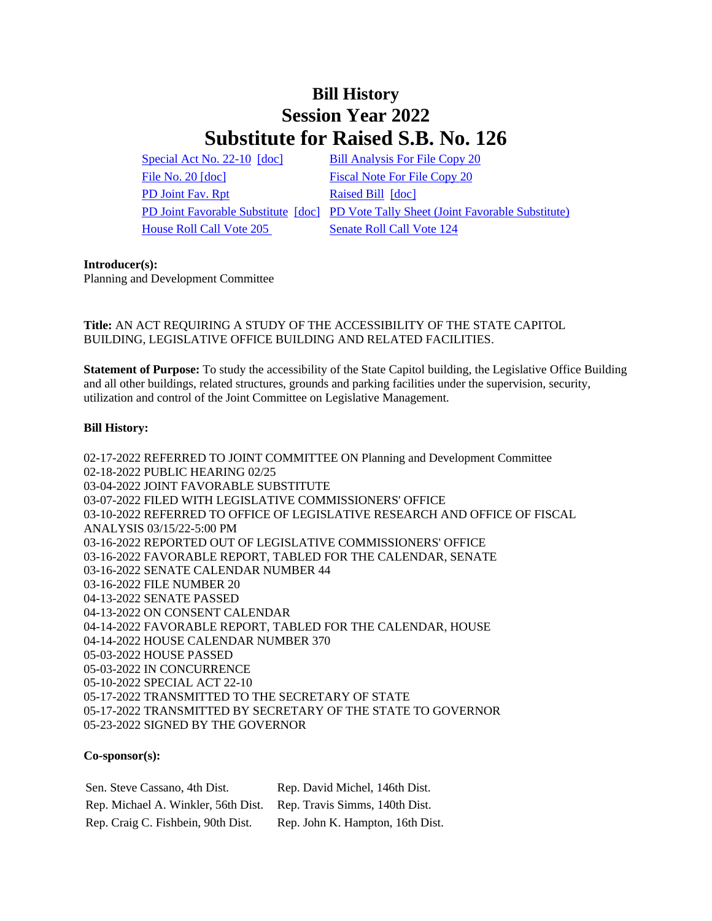# Bill History
# Session Year 2022
# Substitute for Raised S.B. No. 126

| | |
|---|---|
| Special Act No. 22-10 [doc] | Bill Analysis For File Copy 20 |
| File No. 20 [doc] | Fiscal Note For File Copy 20 |
| PD Joint Fav. Rpt | Raised Bill [doc] |
| PD Joint Favorable Substitute [doc] | PD Vote Tally Sheet (Joint Favorable Substitute) |
| House Roll Call Vote 205 | Senate Roll Call Vote 124 |

**Introducer(s):**
Planning and Development Committee

**Title:** AN ACT REQUIRING A STUDY OF THE ACCESSIBILITY OF THE STATE CAPITOL BUILDING, LEGISLATIVE OFFICE BUILDING AND RELATED FACILITIES.

**Statement of Purpose:** To study the accessibility of the State Capitol building, the Legislative Office Building and all other buildings, related structures, grounds and parking facilities under the supervision, security, utilization and control of the Joint Committee on Legislative Management.

**Bill History:**

02-17-2022 REFERRED TO JOINT COMMITTEE ON Planning and Development Committee
02-18-2022 PUBLIC HEARING 02/25
03-04-2022 JOINT FAVORABLE SUBSTITUTE
03-07-2022 FILED WITH LEGISLATIVE COMMISSIONERS' OFFICE
03-10-2022 REFERRED TO OFFICE OF LEGISLATIVE RESEARCH AND OFFICE OF FISCAL ANALYSIS 03/15/22-5:00 PM
03-16-2022 REPORTED OUT OF LEGISLATIVE COMMISSIONERS' OFFICE
03-16-2022 FAVORABLE REPORT, TABLED FOR THE CALENDAR, SENATE
03-16-2022 SENATE CALENDAR NUMBER 44
03-16-2022 FILE NUMBER 20
04-13-2022 SENATE PASSED
04-13-2022 ON CONSENT CALENDAR
04-14-2022 FAVORABLE REPORT, TABLED FOR THE CALENDAR, HOUSE
04-14-2022 HOUSE CALENDAR NUMBER 370
05-03-2022 HOUSE PASSED
05-03-2022 IN CONCURRENCE
05-10-2022 SPECIAL ACT 22-10
05-17-2022 TRANSMITTED TO THE SECRETARY OF STATE
05-17-2022 TRANSMITTED BY SECRETARY OF THE STATE TO GOVERNOR
05-23-2022 SIGNED BY THE GOVERNOR

**Co-sponsor(s):**

| | |
|---|---|
| Sen. Steve Cassano, 4th Dist. | Rep. David Michel, 146th Dist. |
| Rep. Michael A. Winkler, 56th Dist. | Rep. Travis Simms, 140th Dist. |
| Rep. Craig C. Fishbein, 90th Dist. | Rep. John K. Hampton, 16th Dist. |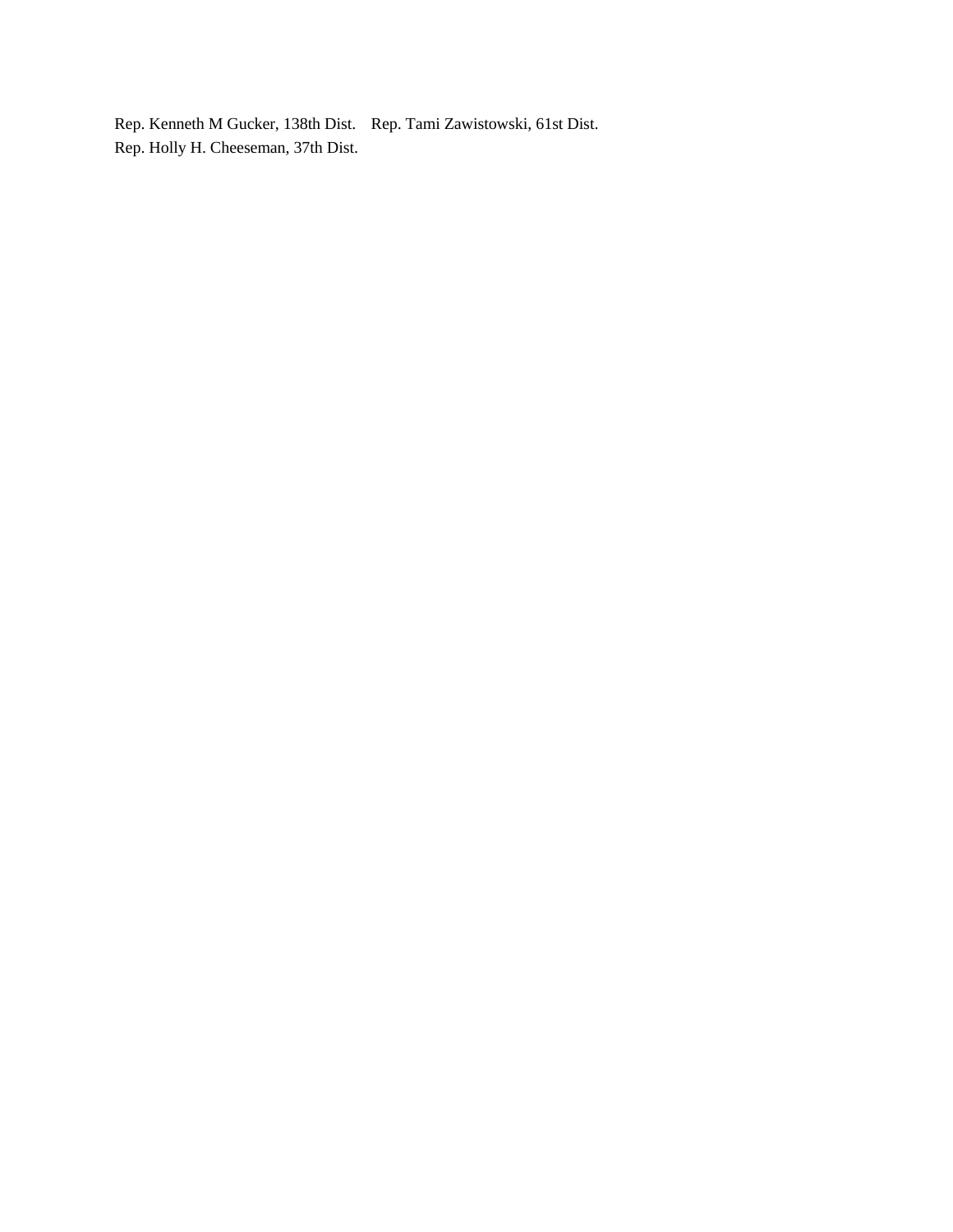Rep. Kenneth M Gucker, 138th Dist.    Rep. Tami Zawistowski, 61st Dist.
Rep. Holly H. Cheeseman, 37th Dist.